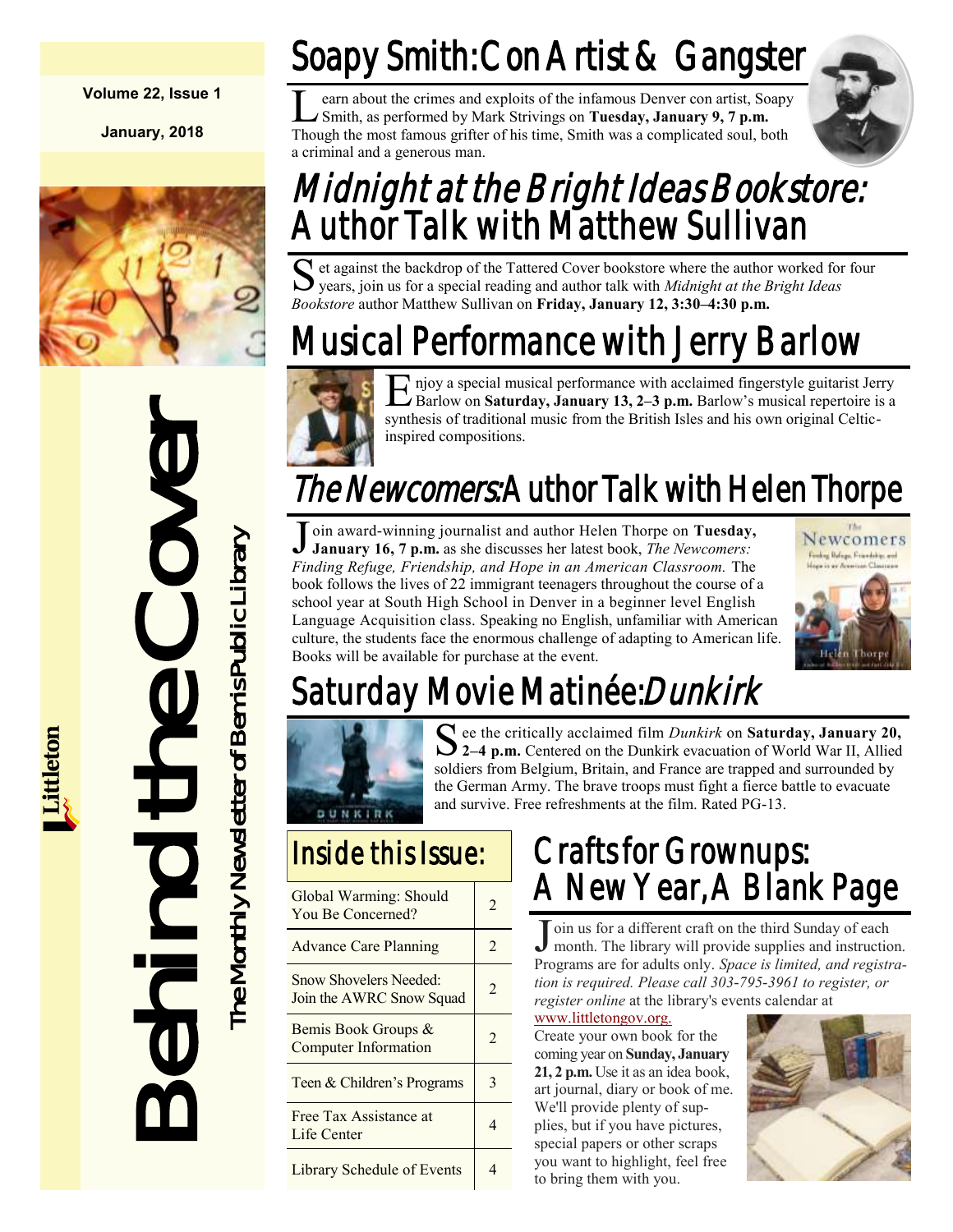Volume 22, Issue 1

January, 2018

# Behind the Cover

The Monthly Newsletter of Bemis Public Library

Littleton

## Soapy Smith: Con Artist & Gangster

Learn about the crimes and exploits of the infamous Denver con artist, Soapy Smith, as performed by Mark Strivings on **Tuesday, January 9, 7 p.m.** Though the most famous grifter of his time, Smith was a complicated soul, both a criminal and a generous man.

## *Midnight at the Bright Ideas Bookstore:* Author Talk with Matthew Sullivan

Set against the backdrop of the Tattered Cover bookstore where the author worked for four years, join us for a special reading and author talk with *Midnight at the Bright Ideas Bookstore* author Matthew Sullivan on **Friday, January 12, 3:30–4:30 p.m.**

## Musical Performance with Jerry Barlow

Enjoy a special musical performance with acclaimed fingerstyle guitarist Jerry Barlow on **Saturday, January 13, 2–3 p.m.** Barlow's musical repertoire is a synthesis of traditional music from the British Isles and his own original Celtic-inspired compositions.

## *The Newcomers:* Author Talk with Helen Thorpe

Join award-winning journalist and author Helen Thorpe on **Tuesday, January 16, 7 p.m.** as she discusses her latest book, *The Newcomers: Finding Refuge, Friendship, and Hope in an American Classroom.* The book follows the lives of 22 immigrant teenagers throughout the course of a school year at South High School in Denver in a beginner level English Language Acquisition class. Speaking no English, unfamiliar with American culture, the students face the enormous challenge of adapting to American life. Books will be available for purchase at the event.

## Saturday Movie Matinée: *Dunkirk*

See the critically acclaimed film *Dunkirk* on **Saturday, January 20, 2–4 p.m.** Centered on the Dunkirk evacuation of World War II, Allied soldiers from Belgium, Britain, and France are trapped and surrounded by the German Army. The brave troops must fight a fierce battle to evacuate and survive. Free refreshments at the film. Rated PG-13.

## Inside this Issue:

| Article | Page |
|---|---|
| Global Warming: Should You Be Concerned? | 2 |
| Advance Care Planning | 2 |
| Snow Shovelers Needed: Join the AWRC Snow Squad | 2 |
| Bemis Book Groups & Computer Information | 2 |
| Teen & Children's Programs | 3 |
| Free Tax Assistance at Life Center | 4 |
| Library Schedule of Events | 4 |

## Crafts for Grownups: A New Year, A Blank Page

Join us for a different craft on the third Sunday of each month. The library will provide supplies and instruction. Programs are for adults only. *Space is limited, and registration is required. Please call 303-795-3961 to register, or register online* at the library's events calendar at www.littletongov.org.

Create your own book for the coming year on **Sunday, January 21, 2 p.m.** Use it as an idea book, art journal, diary or book of me. We'll provide plenty of supplies, but if you have pictures, special papers or other scraps you want to highlight, feel free to bring them with you.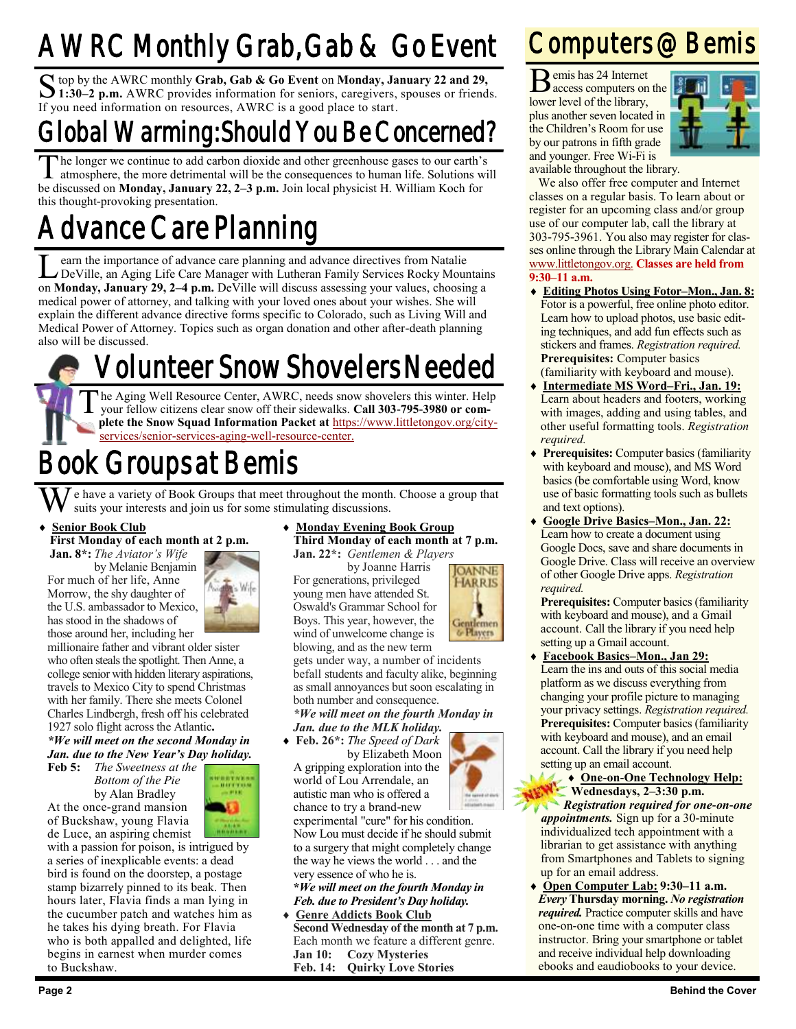# AWRC Monthly Grab, Gab & Go Event

Stop by the AWRC monthly **Grab, Gab & Go Event** on **Monday, January 22 and 29, 1:30–2 p.m.** AWRC provides information for seniors, caregivers, spouses or friends. If you need information on resources, AWRC is a good place to start.

# Global Warming: Should You Be Concerned?

The longer we continue to add carbon dioxide and other greenhouse gases to our earth's atmosphere, the more detrimental will be the consequences to human life. Solutions will be discussed on **Monday, January 22, 2–3 p.m.** Join local physicist H. William Koch for this thought-provoking presentation.

# Advance Care Planning

Learn the importance of advance care planning and advance directives from Natalie DeVille, an Aging Life Care Manager with Lutheran Family Services Rocky Mountains on **Monday, January 29, 2–4 p.m.** DeVille will discuss assessing your values, choosing a medical power of attorney, and talking with your loved ones about your wishes. She will explain the different advance directive forms specific to Colorado, such as Living Will and Medical Power of Attorney. Topics such as organ donation and other after-death planning also will be discussed.

# Volunteer Snow Shovelers Needed

The Aging Well Resource Center, AWRC, needs snow shovelers this winter. Help your fellow citizens clear snow off their sidewalks. **Call 303-795-3980 or complete the Snow Squad Information Packet at** https://www.littletongov.org/city-services/senior-services-aging-well-resource-center.

# Book Groups at Bemis

We have a variety of Book Groups that meet throughout the month. Choose a group that suits your interests and join us for some stimulating discussions.

- **Senior Book Club**
  **First Monday of each month at 2 p.m.**
  **Jan. 8*:** *The Aviator's Wife* by Melanie Benjamin
  For much of her life, Anne Morrow, the shy daughter of the U.S. ambassador to Mexico, has stood in the shadows of those around her, including her millionaire father and vibrant older sister who often steals the spotlight. Then Anne, a college senior with hidden literary aspirations, travels to Mexico City to spend Christmas with her family. There she meets Colonel Charles Lindbergh, fresh off his celebrated 1927 solo flight across the Atlantic.
  ***We will meet on the second Monday in Jan. due to the New Year's Day holiday.***
  **Feb 5:** *The Sweetness at the Bottom of the Pie* by Alan Bradley
  At the once-grand mansion of Buckshaw, young Flavia de Luce, an aspiring chemist with a passion for poison, is intrigued by a series of inexplicable events: a dead bird is found on the doorstep, a postage stamp bizarrely pinned to its beak. Then hours later, Flavia finds a man lying in the cucumber patch and watches him as he takes his dying breath. For Flavia who is both appalled and delighted, life begins in earnest when murder comes to Buckshaw.

- **Monday Evening Book Group**
  **Third Monday of each month at 7 p.m.**
  **Jan. 22*:** *Gentlemen & Players* by Joanne Harris
  For generations, privileged young men have attended St. Oswald's Grammar School for Boys. This year, however, the wind of unwelcome change is blowing, and as the new term gets under way, a number of incidents befall students and faculty alike, beginning as small annoyances but soon escalating in both number and consequence.
  ***We will meet on the fourth Monday in Jan. due to the MLK holiday.***
- **Feb. 26*:** *The Speed of Dark* by Elizabeth Moon
  A gripping exploration into the world of Lou Arrendale, an autistic man who is offered a chance to try a brand-new experimental "cure" for his condition. Now Lou must decide if he should submit to a surgery that might completely change the way he views the world . . . and the very essence of who he is.
  ***We will meet on the fourth Monday in Feb. due to President's Day holiday.***
- **Genre Addicts Book Club**
  **Second Wednesday of the month at 7 p.m.**
  Each month we feature a different genre.
  **Jan 10: Cozy Mysteries**
  **Feb. 14: Quirky Love Stories**

# Computers @ Bemis

Bemis has 24 Internet access computers on the lower level of the library, plus another seven located in the Children's Room for use by our patrons in fifth grade and younger. Free Wi-Fi is available throughout the library.

We also offer free computer and Internet classes on a regular basis. To learn about or register for an upcoming class and/or group use of our computer lab, call the library at 303-795-3961. You also may register for classes online through the Library Main Calendar at www.littletongov.org. **Classes are held from 9:30–11 a.m.**

- **Editing Photos Using Fotor–Mon., Jan. 8:** Fotor is a powerful, free online photo editor. Learn how to upload photos, use basic editing techniques, and add fun effects such as stickers and frames. *Registration required.* **Prerequisites:** Computer basics (familiarity with keyboard and mouse).
- **Intermediate MS Word–Fri., Jan. 19:** Learn about headers and footers, working with images, adding and using tables, and other useful formatting tools. *Registration required.*
- **Prerequisites:** Computer basics (familiarity with keyboard and mouse), and MS Word basics (be comfortable using Word, know use of basic formatting tools such as bullets and text options).
- **Google Drive Basics–Mon., Jan. 22:** Learn how to create a document using Google Docs, save and share documents in Google Drive. Class will receive an overview of other Google Drive apps. *Registration required.* **Prerequisites:** Computer basics (familiarity with keyboard and mouse), and a Gmail account. Call the library if you need help setting up a Gmail account.
- **Facebook Basics–Mon., Jan 29:** Learn the ins and outs of this social media platform as we discuss everything from changing your profile picture to managing your privacy settings. *Registration required.* **Prerequisites:** Computer basics (familiarity with keyboard and mouse), and an email account. Call the library if you need help setting up an email account.
- NEW! **One-on-One Technology Help: Wednesdays, 2–3:30 p.m.** ***Registration required for one-on-one appointments.*** Sign up for a 30-minute individualized tech appointment with a librarian to get assistance with anything from Smartphones and Tablets to signing up for an email address.
- **Open Computer Lab: 9:30–11 a.m.** ***Every*** **Thursday morning.** ***No registration required.*** Practice computer skills and have one-on-one time with a computer class instructor. Bring your smartphone or tablet and receive individual help downloading ebooks and eaudiobooks to your device.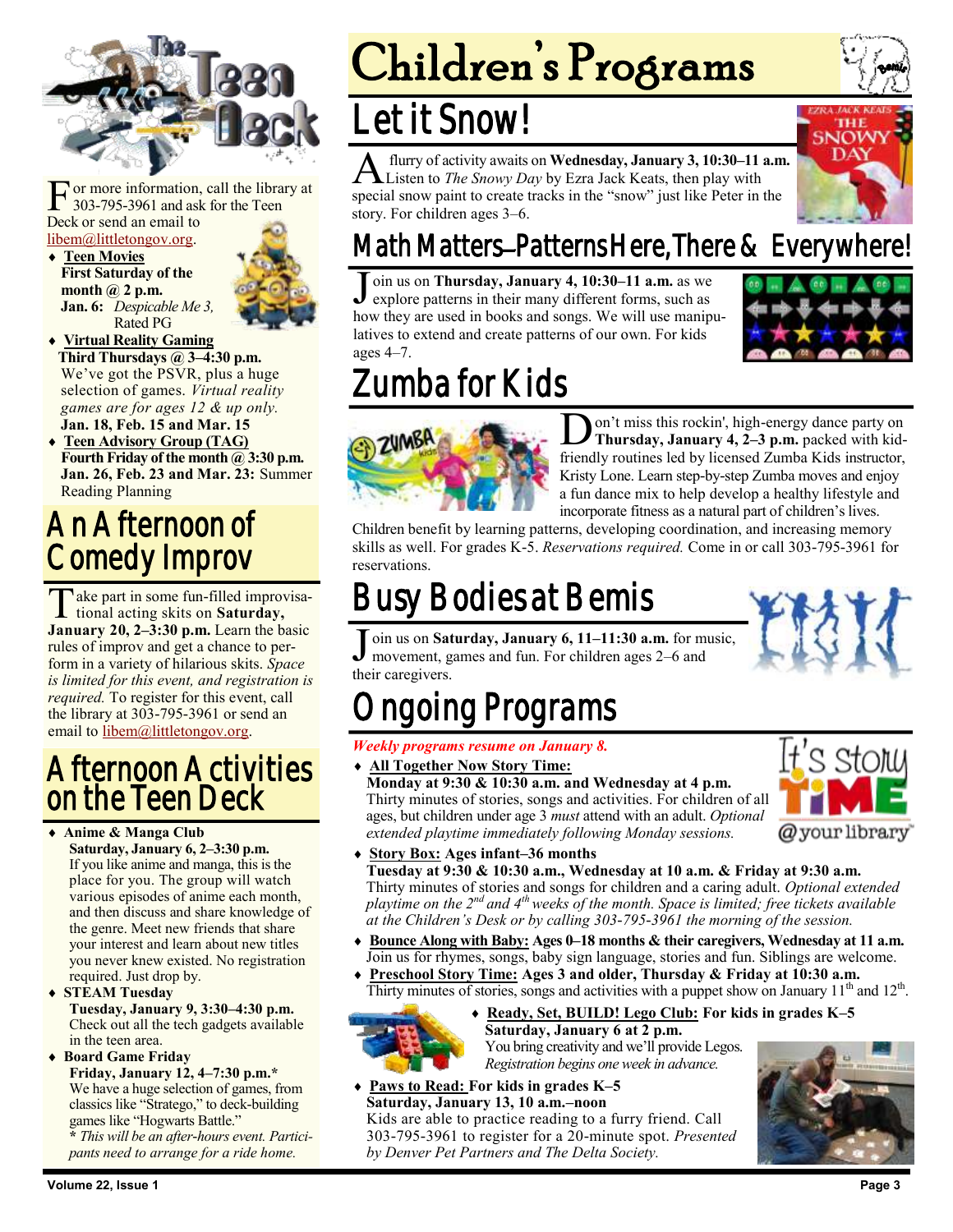For more information, call the library at 303-795-3961 and ask for the Teen Deck or send an email to libem@littletongov.org.

- **Teen Movies**
  **First Saturday of the month @ 2 p.m.**
  **Jan. 6:** *Despicable Me 3,* Rated PG
- **Virtual Reality Gaming**
  **Third Thursdays @ 3–4:30 p.m.**
  We've got the PSVR, plus a huge selection of games. *Virtual reality games are for ages 12 & up only.*
  **Jan. 18, Feb. 15 and Mar. 15**
- **Teen Advisory Group (TAG)**
  **Fourth Friday of the month @ 3:30 p.m.**
  **Jan. 26, Feb. 23 and Mar. 23:** Summer Reading Planning

## An Afternoon of Comedy Improv

Take part in some fun-filled improvisational acting skits on **Saturday, January 20, 2–3:30 p.m.** Learn the basic rules of improv and get a chance to perform in a variety of hilarious skits. *Space is limited for this event, and registration is required.* To register for this event, call the library at 303-795-3961 or send an email to libem@littletongov.org.

## Afternoon Activities on the Teen Deck

- **Anime & Manga Club**
  **Saturday, January 6, 2–3:30 p.m.**
  If you like anime and manga, this is the place for you. The group will watch various episodes of anime each month, and then discuss and share knowledge of the genre. Meet new friends that share your interest and learn about new titles you never knew existed. No registration required. Just drop by.
- **STEAM Tuesday**
  **Tuesday, January 9, 3:30–4:30 p.m.**
  Check out all the tech gadgets available in the teen area.
- **Board Game Friday**
  **Friday, January 12, 4–7:30 p.m.***
  We have a huge selection of games, from classics like "Stratego," to deck-building games like "Hogwarts Battle."
  ***** *This will be an after-hours event. Participants need to arrange for a ride home.*

# Children's Programs

## Let it Snow!

A flurry of activity awaits on **Wednesday, January 3, 10:30–11 a.m.** Listen to *The Snowy Day* by Ezra Jack Keats, then play with special snow paint to create tracks in the "snow" just like Peter in the story. For children ages 3–6.

## Math Matters—Patterns Here, There & Everywhere!

Join us on **Thursday, January 4, 10:30–11 a.m.** as we explore patterns in their many different forms, such as how they are used in books and songs. We will use manipulatives to extend and create patterns of our own. For kids ages 4–7.

## Zumba for Kids

Don't miss this rockin', high-energy dance party on **Thursday, January 4, 2–3 p.m.** packed with kid-friendly routines led by licensed Zumba Kids instructor, Kristy Lone. Learn step-by-step Zumba moves and enjoy a fun dance mix to help develop a healthy lifestyle and incorporate fitness as a natural part of children's lives. Children benefit by learning patterns, developing coordination, and increasing memory skills as well. For grades K-5. *Reservations required.* Come in or call 303-795-3961 for reservations.

## Busy Bodies at Bemis

Join us on **Saturday, January 6, 11–11:30 a.m.** for music, movement, games and fun. For children ages 2–6 and their caregivers.

## Ongoing Programs

*Weekly programs resume on January 8.*

- **All Together Now Story Time:**
  **Monday at 9:30 & 10:30 a.m. and Wednesday at 4 p.m.**
  Thirty minutes of stories, songs and activities. For children of all ages, but children under age 3 *must* attend with an adult. *Optional extended playtime immediately following Monday sessions.*
- **Story Box: Ages infant–36 months**
  **Tuesday at 9:30 & 10:30 a.m., Wednesday at 10 a.m. & Friday at 9:30 a.m.**
  Thirty minutes of stories and songs for children and a caring adult. *Optional extended playtime on the 2nd and 4th weeks of the month. Space is limited; free tickets available at the Children's Desk or by calling 303-795-3961 the morning of the session.*
- **Bounce Along with Baby: Ages 0–18 months & their caregivers, Wednesday at 11 a.m.**
  Join us for rhymes, songs, baby sign language, stories and fun. Siblings are welcome.
- **Preschool Story Time: Ages 3 and older, Thursday & Friday at 10:30 a.m.**
  Thirty minutes of stories, songs and activities with a puppet show on January 11th and 12th.
- **Ready, Set, BUILD! Lego Club: For kids in grades K–5**
  **Saturday, January 6 at 2 p.m.**
  You bring creativity and we'll provide Legos.
  *Registration begins one week in advance.*
- **Paws to Read: For kids in grades K–5**
  **Saturday, January 13, 10 a.m.–noon**
  Kids are able to practice reading to a furry friend. Call 303-795-3961 to register for a 20-minute spot. *Presented by Denver Pet Partners and The Delta Society.*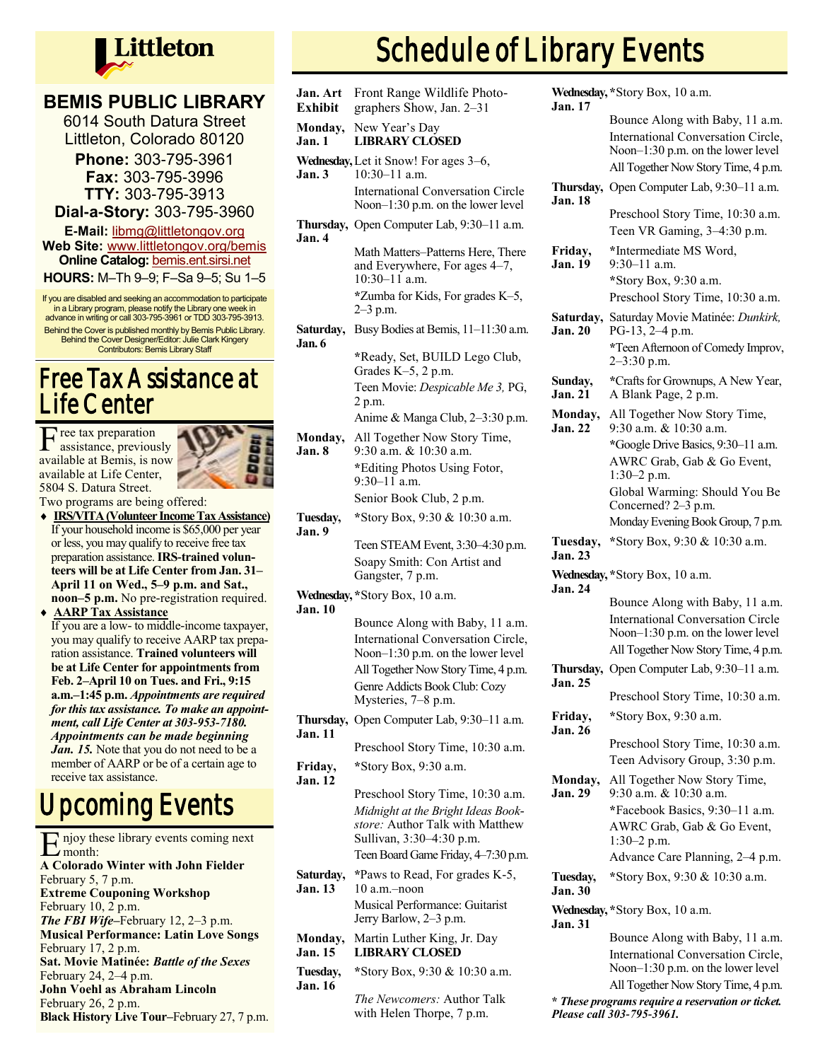**Littleton**

## BEMIS PUBLIC LIBRARY

6014 South Datura Street
Littleton, Colorado 80120

**Phone:** 303-795-3961
**Fax:** 303-795-3996
**TTY:** 303-795-3913
**Dial-a-Story:** 303-795-3960

**E-Mail:** libmg@littletongov.org
**Web Site:** www.littletongov.org/bemis
**Online Catalog:** bemis.ent.sirsi.net
**HOURS:** M–Th 9–9; F–Sa 9–5; Su 1–5

If you are disabled and seeking an accommodation to participate in a Library program, please notify the Library one week in advance in writing or call 303-795-3961 or TDD 303-795-3913.
Behind the Cover is published monthly by Bemis Public Library.
Behind the Cover Designer/Editor: Julie Clark Kingery
Contributors: Bemis Library Staff

## Free Tax Assistance at Life Center

Free tax preparation assistance, previously available at Bemis, is now available at Life Center, 5804 S. Datura Street.

Two programs are being offered:

- **IRS/VITA (Volunteer Income Tax Assistance)**
  If your household income is $65,000 per year or less, you may qualify to receive free tax preparation assistance. **IRS-trained volunteers will be at Life Center from Jan. 31–April 11 on Wed., 5–9 p.m. and Sat., noon–5 p.m.** No pre-registration required.
- **AARP Tax Assistance**
  If you are a low- to middle-income taxpayer, you may qualify to receive AARP tax preparation assistance. **Trained volunteers will be at Life Center for appointments from Feb. 2–April 10 on Tues. and Fri., 9:15 a.m.–1:45 p.m.** ***Appointments are required for this tax assistance. To make an appointment, call Life Center at 303-953-7180. Appointments can be made beginning Jan. 15.*** Note that you do not need to be a member of AARP or be of a certain age to receive tax assistance.

## Upcoming Events

Enjoy these library events coming next month:

**A Colorado Winter with John Fielder**
February 5, 7 p.m.
**Extreme Couponing Workshop**
February 10, 2 p.m.
***The FBI Wife***–February 12, 2–3 p.m.
**Musical Performance: Latin Love Songs**
February 17, 2 p.m.
**Sat. Movie Matinée:** ***Battle of the Sexes***
February 24, 2–4 p.m.
**John Voehl as Abraham Lincoln**
February 26, 2 p.m.
**Black History Live Tour**–February 27, 7 p.m.

# Schedule of Library Events

**Jan. Art Exhibit** — Front Range Wildlife Photographers Show, Jan. 2–31

**Monday, Jan. 1**
- New Year's Day
- **LIBRARY CLOSED**

**Wednesday, Jan. 3**
- Let it Snow! For ages 3–6, 10:30–11 a.m.
- International Conversation Circle Noon–1:30 p.m. on the lower level

**Thursday, Jan. 4**
- Open Computer Lab, 9:30–11 a.m.
- Math Matters–Patterns Here, There and Everywhere, For ages 4–7, 10:30–11 a.m.
- *Zumba for Kids, For grades K–5, 2–3 p.m.

**Saturday, Jan. 6**
- Busy Bodies at Bemis, 11–11:30 a.m.
- *Ready, Set, BUILD Lego Club, Grades K–5, 2 p.m.
- Teen Movie: *Despicable Me 3,* PG, 2 p.m.
- Anime & Manga Club, 2–3:30 p.m.

**Monday, Jan. 8**
- All Together Now Story Time, 9:30 a.m. & 10:30 a.m.
- *Editing Photos Using Fotor, 9:30–11 a.m.
- Senior Book Club, 2 p.m.

**Tuesday, Jan. 9**
- *Story Box, 9:30 & 10:30 a.m.
- Teen STEAM Event, 3:30–4:30 p.m.
- Soapy Smith: Con Artist and Gangster, 7 p.m.

**Wednesday, Jan. 10**
- *Story Box, 10 a.m.
- Bounce Along with Baby, 11 a.m.
- International Conversation Circle, Noon–1:30 p.m. on the lower level
- All Together Now Story Time, 4 p.m.
- Genre Addicts Book Club: Cozy Mysteries, 7–8 p.m.

**Thursday, Jan. 11**
- Open Computer Lab, 9:30–11 a.m.
- Preschool Story Time, 10:30 a.m.

**Friday, Jan. 12**
- *Story Box, 9:30 a.m.
- Preschool Story Time, 10:30 a.m.
- *Midnight at the Bright Ideas Bookstore:* Author Talk with Matthew Sullivan, 3:30–4:30 p.m.
- Teen Board Game Friday, 4–7:30 p.m.

**Saturday, Jan. 13**
- *Paws to Read, For grades K-5, 10 a.m.–noon
- Musical Performance: Guitarist Jerry Barlow, 2–3 p.m.

**Monday, Jan. 15**
- Martin Luther King, Jr. Day
- **LIBRARY CLOSED**

**Tuesday, Jan. 16**
- *Story Box, 9:30 & 10:30 a.m.
- *The Newcomers:* Author Talk with Helen Thorpe, 7 p.m.

**Wednesday, Jan. 17**
- *Story Box, 10 a.m.
- Bounce Along with Baby, 11 a.m.
- International Conversation Circle, Noon–1:30 p.m. on the lower level
- All Together Now Story Time, 4 p.m.

**Thursday, Jan. 18**
- Open Computer Lab, 9:30–11 a.m.
- Preschool Story Time, 10:30 a.m.
- Teen VR Gaming, 3–4:30 p.m.

**Friday, Jan. 19**
- *Intermediate MS Word, 9:30–11 a.m.
- *Story Box, 9:30 a.m.
- Preschool Story Time, 10:30 a.m.

**Saturday, Jan. 20**
- Saturday Movie Matinée: *Dunkirk,* PG-13, 2–4 p.m.
- *Teen Afternoon of Comedy Improv, 2–3:30 p.m.

**Sunday, Jan. 21**
- *Crafts for Grownups, A New Year, A Blank Page, 2 p.m.

**Monday, Jan. 22**
- All Together Now Story Time, 9:30 a.m. & 10:30 a.m.
- *Google Drive Basics, 9:30–11 a.m.
- AWRC Grab, Gab & Go Event, 1:30–2 p.m.
- Global Warming: Should You Be Concerned? 2–3 p.m.
- Monday Evening Book Group, 7 p.m.

**Tuesday, Jan. 23**
- *Story Box, 9:30 & 10:30 a.m.

**Wednesday, Jan. 24**
- *Story Box, 10 a.m.
- Bounce Along with Baby, 11 a.m.
- International Conversation Circle Noon–1:30 p.m. on the lower level
- All Together Now Story Time, 4 p.m.

**Thursday, Jan. 25**
- Open Computer Lab, 9:30–11 a.m.
- Preschool Story Time, 10:30 a.m.

**Friday, Jan. 26**
- *Story Box, 9:30 a.m.
- Preschool Story Time, 10:30 a.m.
- Teen Advisory Group, 3:30 p.m.

**Monday, Jan. 29**
- All Together Now Story Time, 9:30 a.m. & 10:30 a.m.
- *Facebook Basics, 9:30–11 a.m.
- AWRC Grab, Gab & Go Event, 1:30–2 p.m.
- Advance Care Planning, 2–4 p.m.

**Tuesday, Jan. 30**
- *Story Box, 9:30 & 10:30 a.m.

**Wednesday, Jan. 31**
- *Story Box, 10 a.m.
- Bounce Along with Baby, 11 a.m.
- International Conversation Circle, Noon–1:30 p.m. on the lower level
- All Together Now Story Time, 4 p.m.

***\* These programs require a reservation or ticket. Please call 303-795-3961.***